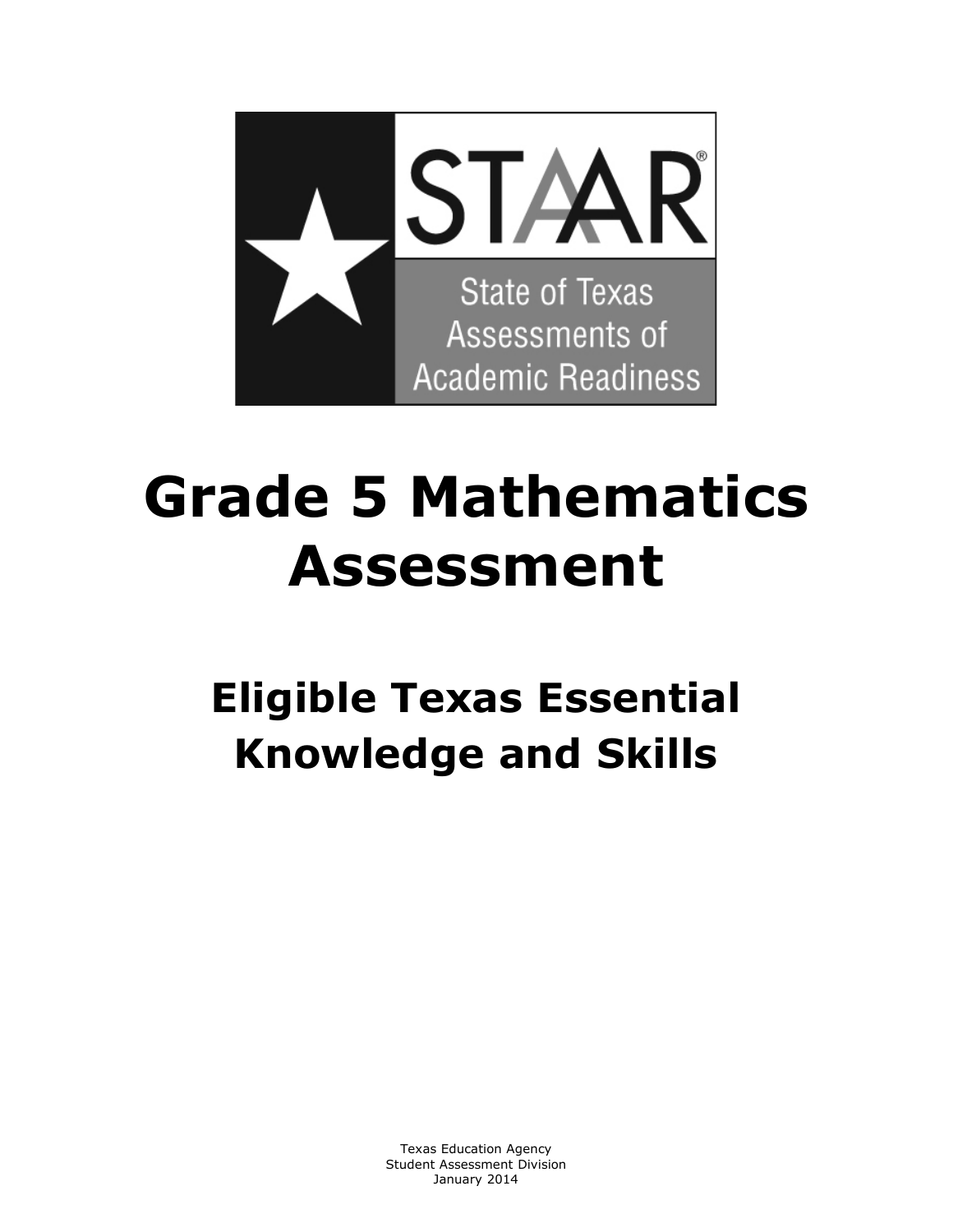STAAR®

State of Texas Assessments of Academic Readiness

# Grade 5 Mathematics Assessment

## Eligible Texas Essential Knowledge and Skills

Texas Education Agency
Student Assessment Division
January 2014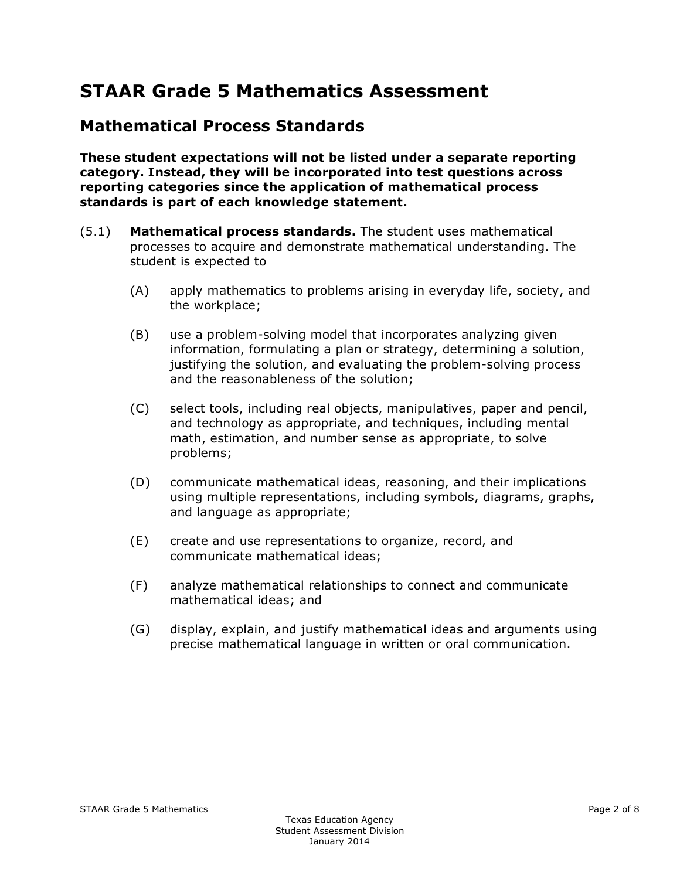# STAAR Grade 5 Mathematics Assessment

## Mathematical Process Standards

**These student expectations will not be listed under a separate reporting category. Instead, they will be incorporated into test questions across reporting categories since the application of mathematical process standards is part of each knowledge statement.**

(5.1) **Mathematical process standards.** The student uses mathematical processes to acquire and demonstrate mathematical understanding. The student is expected to

- (A) apply mathematics to problems arising in everyday life, society, and the workplace;
- (B) use a problem-solving model that incorporates analyzing given information, formulating a plan or strategy, determining a solution, justifying the solution, and evaluating the problem-solving process and the reasonableness of the solution;
- (C) select tools, including real objects, manipulatives, paper and pencil, and technology as appropriate, and techniques, including mental math, estimation, and number sense as appropriate, to solve problems;
- (D) communicate mathematical ideas, reasoning, and their implications using multiple representations, including symbols, diagrams, graphs, and language as appropriate;
- (E) create and use representations to organize, record, and communicate mathematical ideas;
- (F) analyze mathematical relationships to connect and communicate mathematical ideas; and
- (G) display, explain, and justify mathematical ideas and arguments using precise mathematical language in written or oral communication.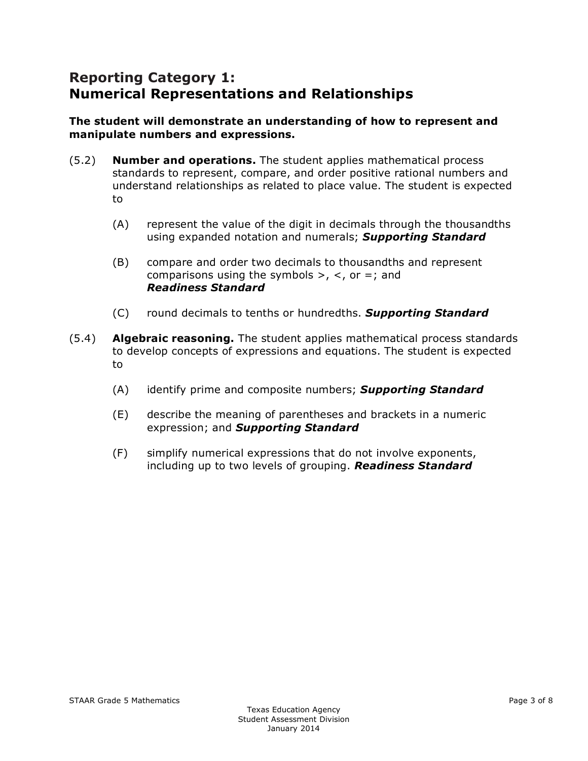## Reporting Category 1:
## Numerical Representations and Relationships

**The student will demonstrate an understanding of how to represent and manipulate numbers and expressions.**

(5.2) **Number and operations.** The student applies mathematical process standards to represent, compare, and order positive rational numbers and understand relationships as related to place value. The student is expected to

- (A) represent the value of the digit in decimals through the thousandths using expanded notation and numerals; ***Supporting Standard***
- (B) compare and order two decimals to thousandths and represent comparisons using the symbols >, <, or =; and ***Readiness Standard***
- (C) round decimals to tenths or hundredths. ***Supporting Standard***

(5.4) **Algebraic reasoning.** The student applies mathematical process standards to develop concepts of expressions and equations. The student is expected to

- (A) identify prime and composite numbers; ***Supporting Standard***
- (E) describe the meaning of parentheses and brackets in a numeric expression; and ***Supporting Standard***
- (F) simplify numerical expressions that do not involve exponents, including up to two levels of grouping. ***Readiness Standard***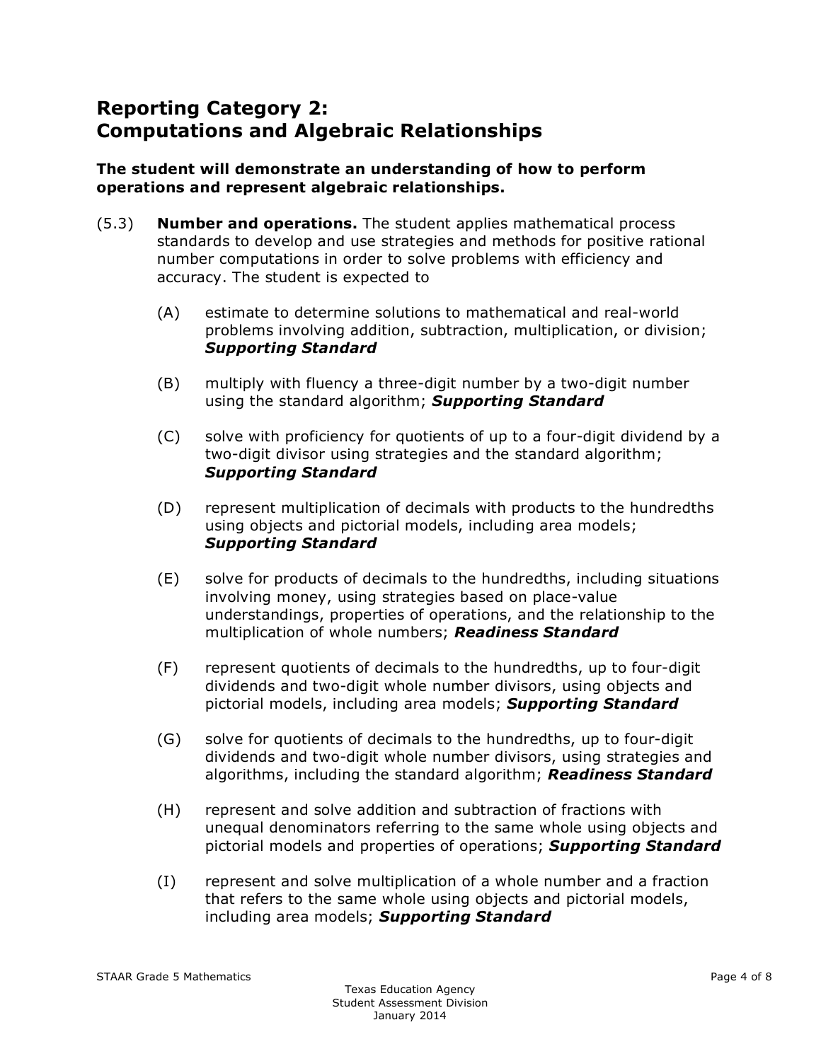## Reporting Category 2: Computations and Algebraic Relationships

**The student will demonstrate an understanding of how to perform operations and represent algebraic relationships.**

(5.3) **Number and operations.** The student applies mathematical process standards to develop and use strategies and methods for positive rational number computations in order to solve problems with efficiency and accuracy. The student is expected to

- (A) estimate to determine solutions to mathematical and real-world problems involving addition, subtraction, multiplication, or division; ***Supporting Standard***

- (B) multiply with fluency a three-digit number by a two-digit number using the standard algorithm; ***Supporting Standard***

- (C) solve with proficiency for quotients of up to a four-digit dividend by a two-digit divisor using strategies and the standard algorithm; ***Supporting Standard***

- (D) represent multiplication of decimals with products to the hundredths using objects and pictorial models, including area models; ***Supporting Standard***

- (E) solve for products of decimals to the hundredths, including situations involving money, using strategies based on place-value understandings, properties of operations, and the relationship to the multiplication of whole numbers; ***Readiness Standard***

- (F) represent quotients of decimals to the hundredths, up to four-digit dividends and two-digit whole number divisors, using objects and pictorial models, including area models; ***Supporting Standard***

- (G) solve for quotients of decimals to the hundredths, up to four-digit dividends and two-digit whole number divisors, using strategies and algorithms, including the standard algorithm; ***Readiness Standard***

- (H) represent and solve addition and subtraction of fractions with unequal denominators referring to the same whole using objects and pictorial models and properties of operations; ***Supporting Standard***

- (I) represent and solve multiplication of a whole number and a fraction that refers to the same whole using objects and pictorial models, including area models; ***Supporting Standard***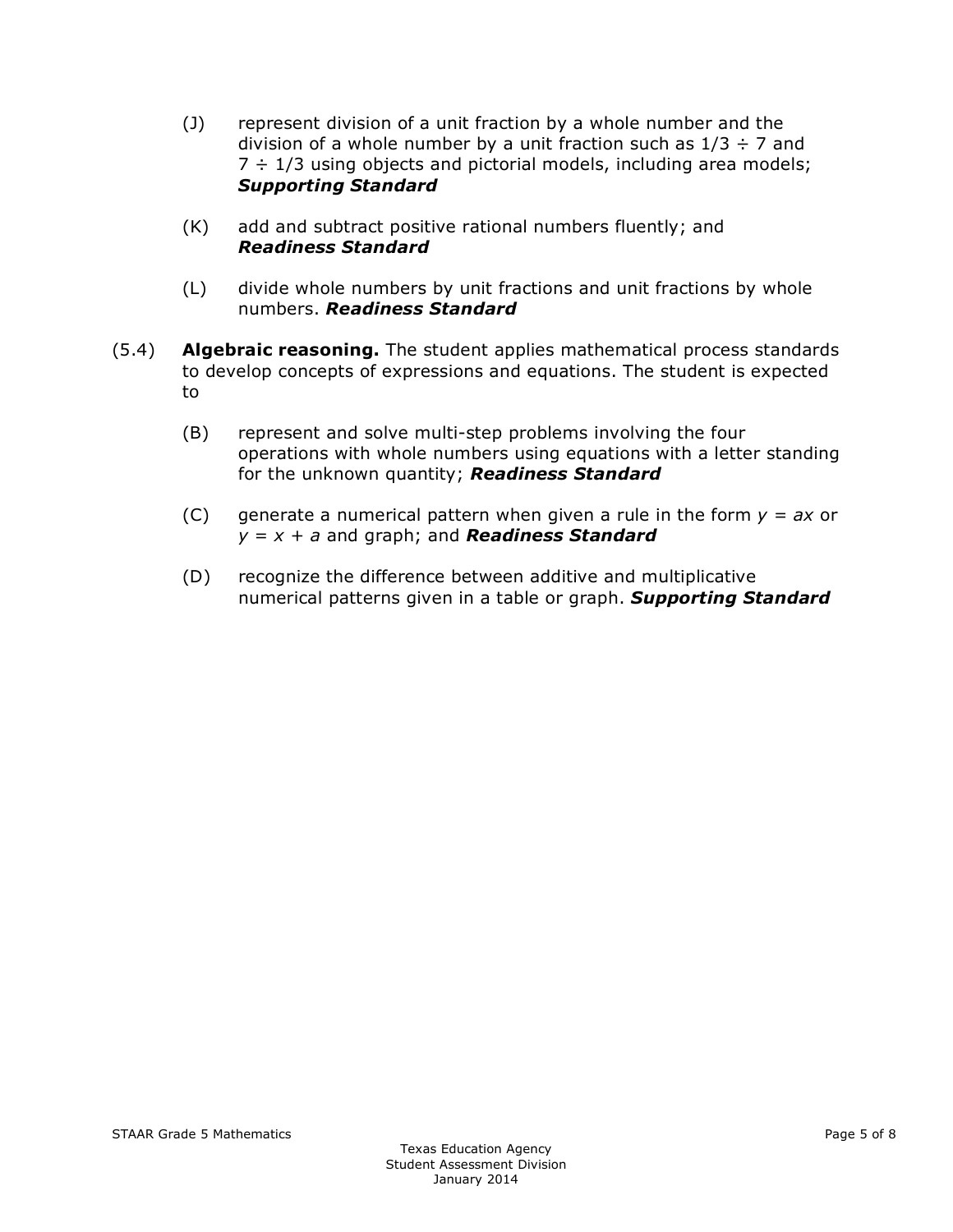(J) represent division of a unit fraction by a whole number and the division of a whole number by a unit fraction such as $1/3 \div 7$ and $7 \div 1/3$ using objects and pictorial models, including area models; ***Supporting Standard***

(K) add and subtract positive rational numbers fluently; and ***Readiness Standard***

(L) divide whole numbers by unit fractions and unit fractions by whole numbers. ***Readiness Standard***

(5.4) **Algebraic reasoning.** The student applies mathematical process standards to develop concepts of expressions and equations. The student is expected to

(B) represent and solve multi-step problems involving the four operations with whole numbers using equations with a letter standing for the unknown quantity; ***Readiness Standard***

(C) generate a numerical pattern when given a rule in the form $y = ax$ or $y = x + a$ and graph; and ***Readiness Standard***

(D) recognize the difference between additive and multiplicative numerical patterns given in a table or graph. ***Supporting Standard***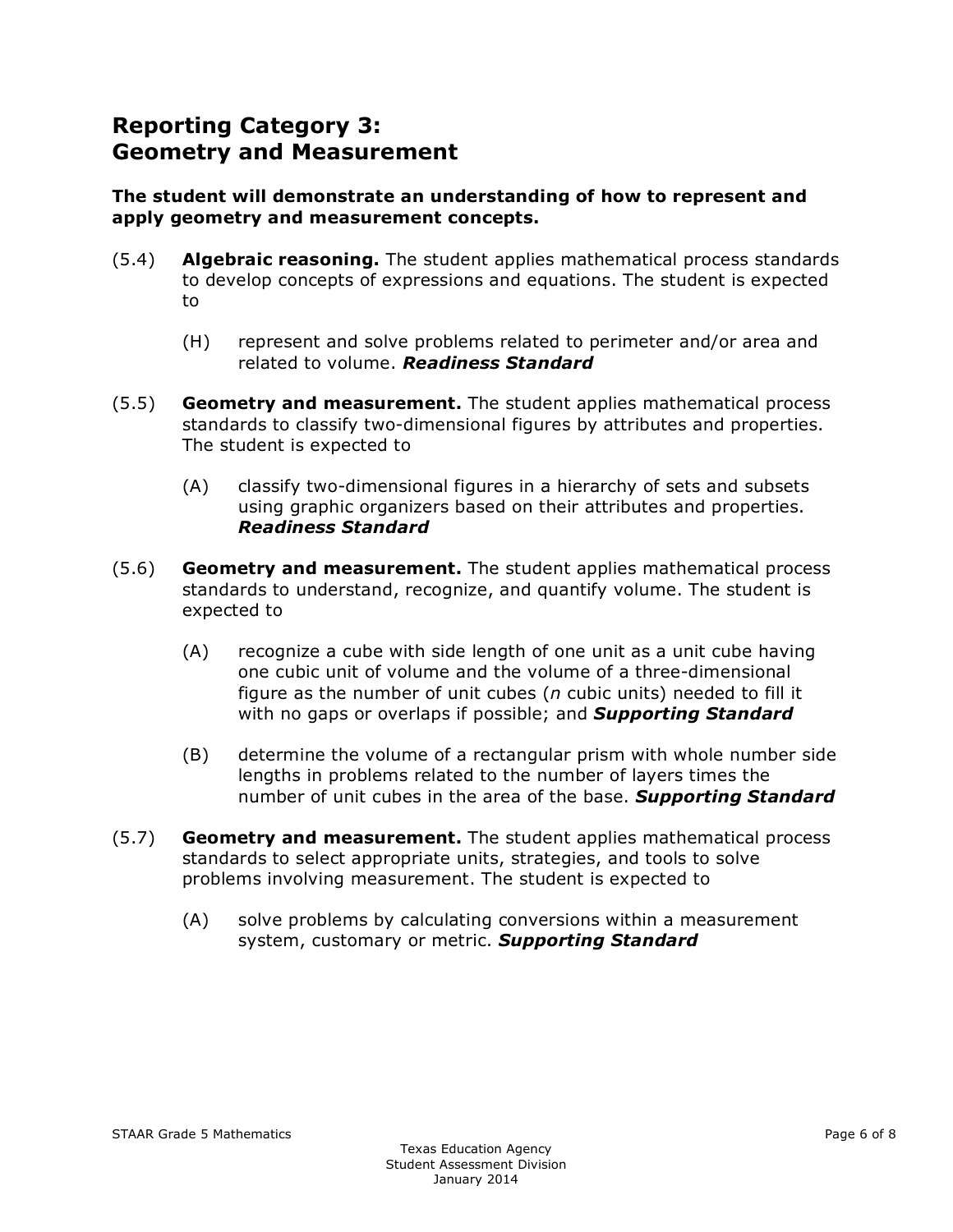## Reporting Category 3: Geometry and Measurement

**The student will demonstrate an understanding of how to represent and apply geometry and measurement concepts.**

(5.4) **Algebraic reasoning.** The student applies mathematical process standards to develop concepts of expressions and equations. The student is expected to

- (H) represent and solve problems related to perimeter and/or area and related to volume. ***Readiness Standard***

(5.5) **Geometry and measurement.** The student applies mathematical process standards to classify two-dimensional figures by attributes and properties. The student is expected to

- (A) classify two-dimensional figures in a hierarchy of sets and subsets using graphic organizers based on their attributes and properties. ***Readiness Standard***

(5.6) **Geometry and measurement.** The student applies mathematical process standards to understand, recognize, and quantify volume. The student is expected to

- (A) recognize a cube with side length of one unit as a unit cube having one cubic unit of volume and the volume of a three-dimensional figure as the number of unit cubes ($n$ cubic units) needed to fill it with no gaps or overlaps if possible; and ***Supporting Standard***
- (B) determine the volume of a rectangular prism with whole number side lengths in problems related to the number of layers times the number of unit cubes in the area of the base. ***Supporting Standard***

(5.7) **Geometry and measurement.** The student applies mathematical process standards to select appropriate units, strategies, and tools to solve problems involving measurement. The student is expected to

- (A) solve problems by calculating conversions within a measurement system, customary or metric. ***Supporting Standard***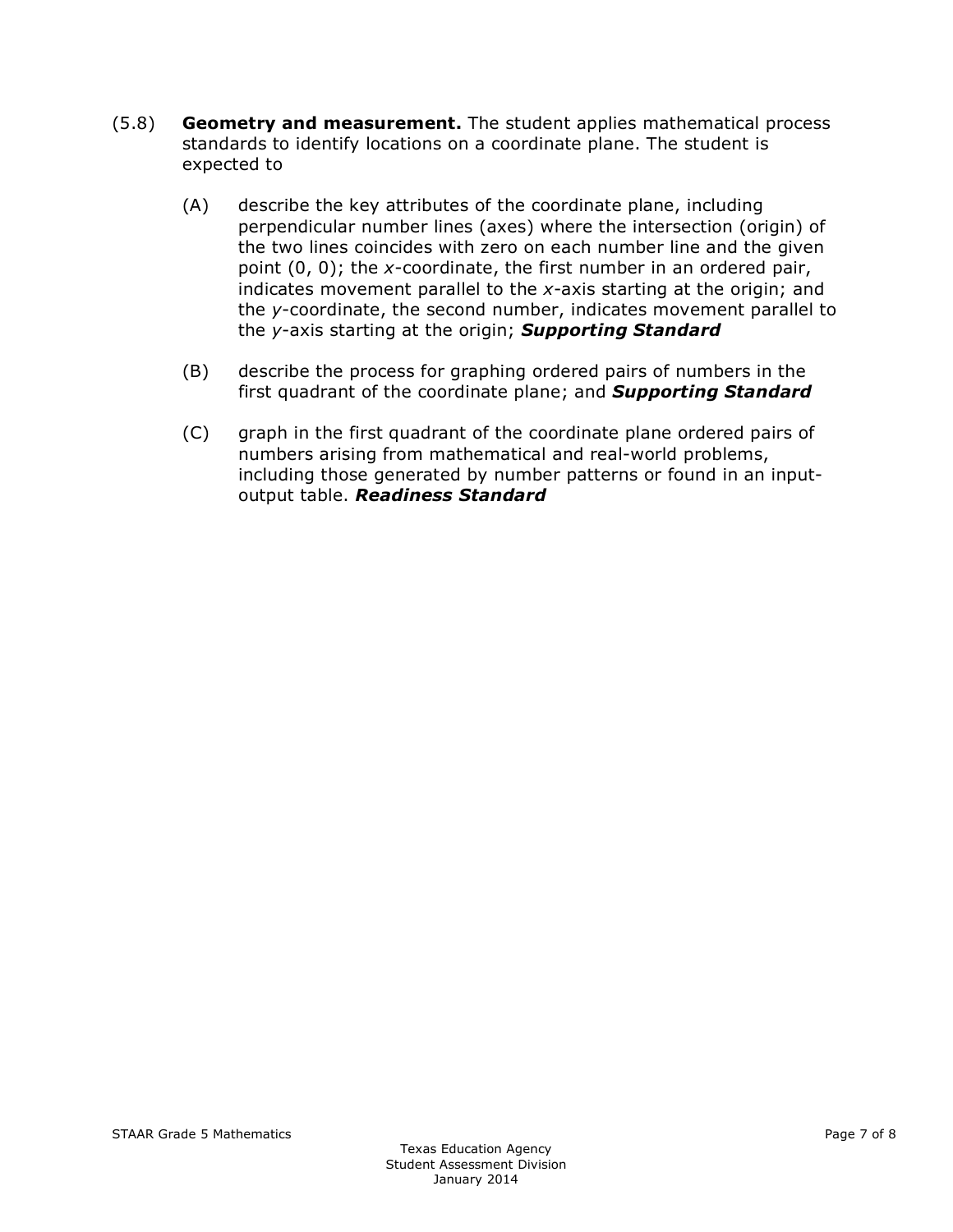(5.8) **Geometry and measurement.** The student applies mathematical process standards to identify locations on a coordinate plane. The student is expected to

(A) describe the key attributes of the coordinate plane, including perpendicular number lines (axes) where the intersection (origin) of the two lines coincides with zero on each number line and the given point (0, 0); the *x*-coordinate, the first number in an ordered pair, indicates movement parallel to the *x*-axis starting at the origin; and the *y*-coordinate, the second number, indicates movement parallel to the *y*-axis starting at the origin; ***Supporting Standard***

(B) describe the process for graphing ordered pairs of numbers in the first quadrant of the coordinate plane; and ***Supporting Standard***

(C) graph in the first quadrant of the coordinate plane ordered pairs of numbers arising from mathematical and real-world problems, including those generated by number patterns or found in an input-output table. ***Readiness Standard***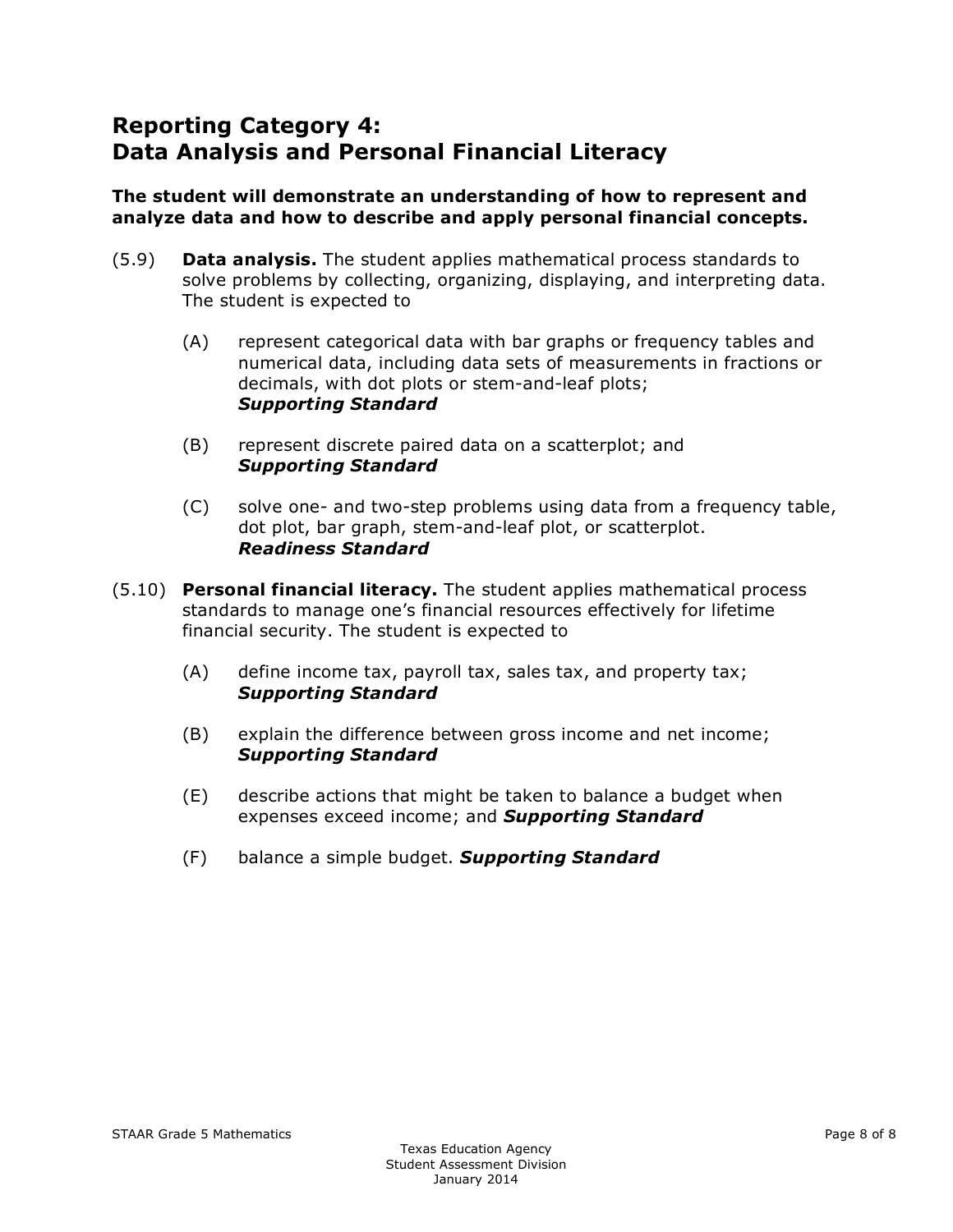## Reporting Category 4: Data Analysis and Personal Financial Literacy

**The student will demonstrate an understanding of how to represent and analyze data and how to describe and apply personal financial concepts.**

(5.9) **Data analysis.** The student applies mathematical process standards to solve problems by collecting, organizing, displaying, and interpreting data. The student is expected to

- (A) represent categorical data with bar graphs or frequency tables and numerical data, including data sets of measurements in fractions or decimals, with dot plots or stem-and-leaf plots; ***Supporting Standard***

- (B) represent discrete paired data on a scatterplot; and ***Supporting Standard***

- (C) solve one- and two-step problems using data from a frequency table, dot plot, bar graph, stem-and-leaf plot, or scatterplot. ***Readiness Standard***

(5.10) **Personal financial literacy.** The student applies mathematical process standards to manage one's financial resources effectively for lifetime financial security. The student is expected to

- (A) define income tax, payroll tax, sales tax, and property tax; ***Supporting Standard***

- (B) explain the difference between gross income and net income; ***Supporting Standard***

- (E) describe actions that might be taken to balance a budget when expenses exceed income; and ***Supporting Standard***

- (F) balance a simple budget. ***Supporting Standard***